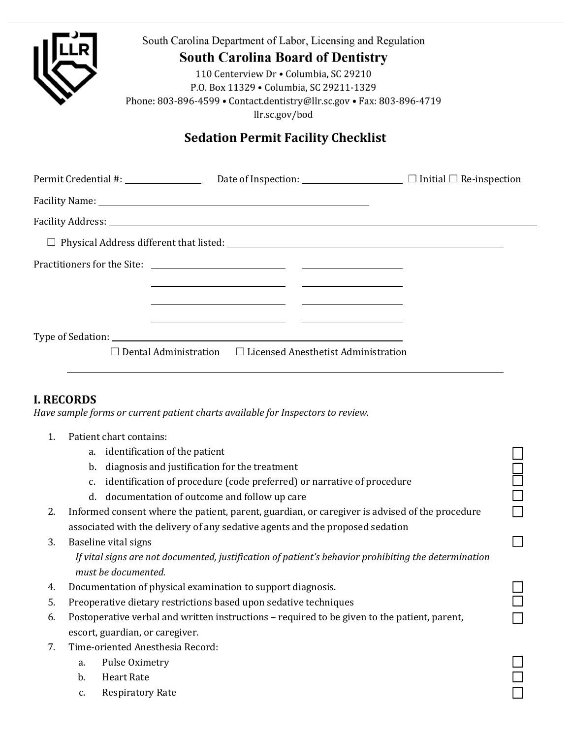South Carolina Department of Labor, Licensing and Regulation

**South Carolina Board of Dentistry**

110 Centerview Dr • Columbia, SC 29210
P.O. Box 11329 • Columbia, SC 29211-1329
Phone: 803-896-4599 • Contact.dentistry@llr.sc.gov • Fax: 803-896-4719
llr.sc.gov/bod

## Sedation Permit Facility Checklist

Permit Credential #: ____________ Date of Inspection: ________________ ☐ Initial ☐ Re-inspection

Facility Name: ______________________________________________

Facility Address: ______________________________________________________________

☐ Physical Address different that listed: ______________________________________

Practitioners for the Site: ____________________ ____________________

____________________ ____________________

____________________ ____________________

____________________ ____________________

Type of Sedation: ________________________________________

☐ Dental Administration ☐ Licensed Anesthetist Administration

---

## I. RECORDS

*Have sample forms or current patient charts available for Inspectors to review.*

1. Patient chart contains:
   a. identification of the patient ☐
   b. diagnosis and justification for the treatment ☐
   c. identification of procedure (code preferred) or narrative of procedure ☐
   d. documentation of outcome and follow up care ☐
2. Informed consent where the patient, parent, guardian, or caregiver is advised of the procedure associated with the delivery of any sedative agents and the proposed sedation ☐
3. Baseline vital signs ☐
   *If vital signs are not documented, justification of patient's behavior prohibiting the determination must be documented.*
4. Documentation of physical examination to support diagnosis. ☐
5. Preoperative dietary restrictions based upon sedative techniques ☐
6. Postoperative verbal and written instructions – required to be given to the patient, parent, escort, guardian, or caregiver. ☐
7. Time-oriented Anesthesia Record:
   a. Pulse Oximetry ☐
   b. Heart Rate ☐
   c. Respiratory Rate ☐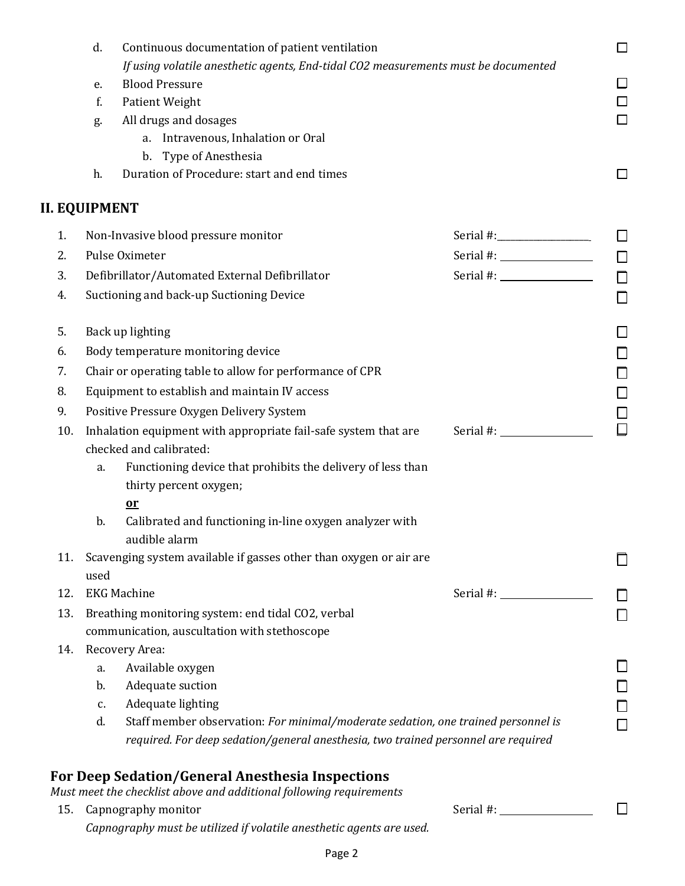d. Continuous documentation of patient ventilation ☐
   *If using volatile anesthetic agents, End-tidal CO2 measurements must be documented*

e. Blood Pressure ☐

f. Patient Weight ☐

g. All drugs and dosages ☐
   a. Intravenous, Inhalation or Oral
   b. Type of Anesthesia

h. Duration of Procedure: start and end times ☐

## II. EQUIPMENT

1. Non-Invasive blood pressure monitor — Serial #: ____________ ☐
2. Pulse Oximeter — Serial #: ____________ ☐
3. Defibrillator/Automated External Defibrillator — Serial #: ____________ ☐
4. Suctioning and back-up Suctioning Device ☐
5. Back up lighting ☐
6. Body temperature monitoring device ☐
7. Chair or operating table to allow for performance of CPR ☐
8. Equipment to establish and maintain IV access ☐
9. Positive Pressure Oxygen Delivery System ☐
10. Inhalation equipment with appropriate fail-safe system that are checked and calibrated: — Serial #: ____________ ☐
    a. Functioning device that prohibits the delivery of less than thirty percent oxygen;
       **<u>or</u>**
    b. Calibrated and functioning in-line oxygen analyzer with audible alarm
11. Scavenging system available if gasses other than oxygen or air are used ☐
12. EKG Machine — Serial #: ____________ ☐
13. Breathing monitoring system: end tidal CO2, verbal communication, auscultation with stethoscope ☐
14. Recovery Area:
    a. Available oxygen ☐
    b. Adequate suction ☐
    c. Adequate lighting ☐
    d. Staff member observation: *For minimal/moderate sedation, one trained personnel is required. For deep sedation/general anesthesia, two trained personnel are required* ☐

### For Deep Sedation/General Anesthesia Inspections

*Must meet the checklist above and additional following requirements*

15. Capnography monitor — Serial #: ____________ ☐
    *Capnography must be utilized if volatile anesthetic agents are used.*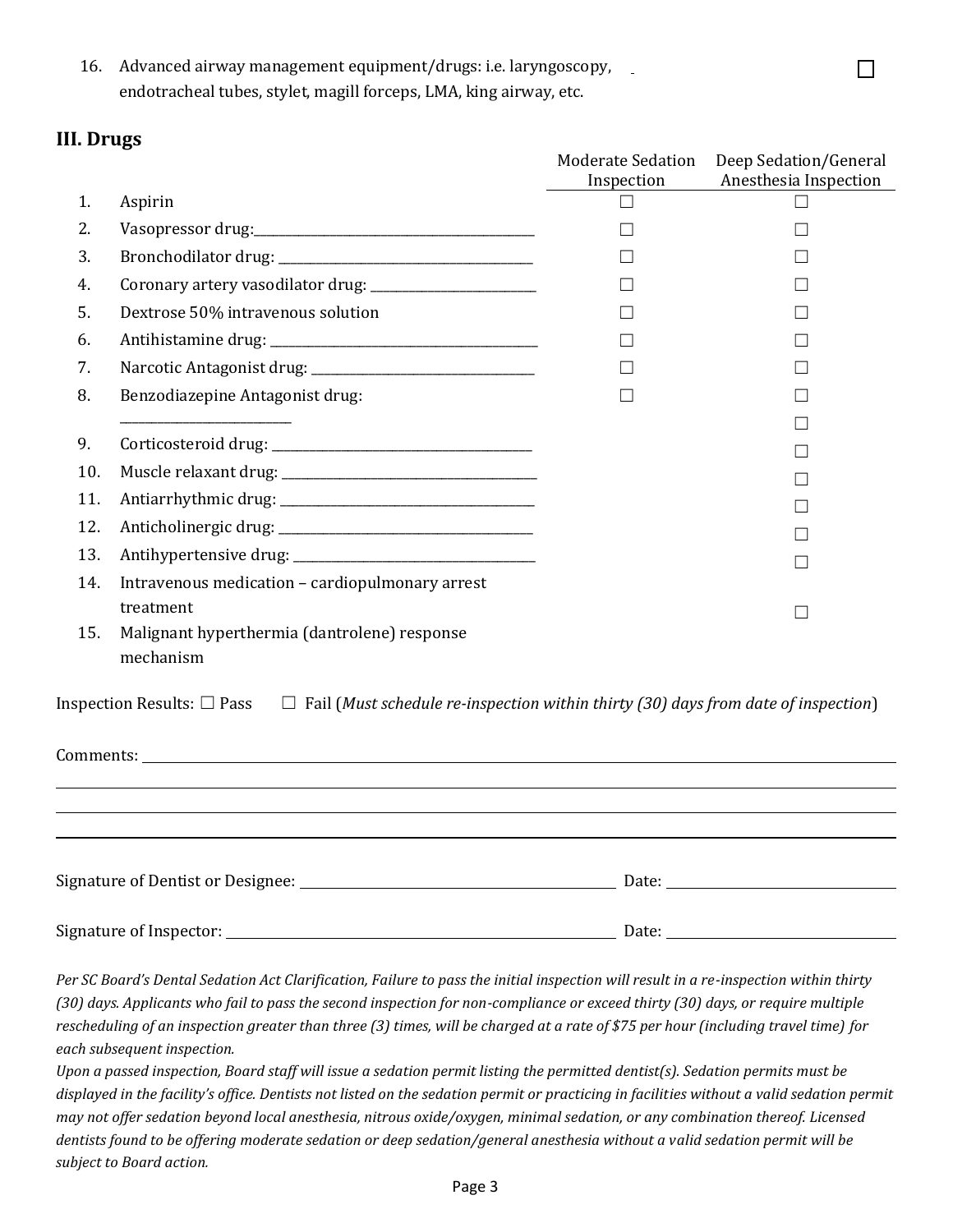16. Advanced airway management equipment/drugs: i.e. laryngoscopy, endotracheal tubes, stylet, magill forceps, LMA, king airway, etc. ☐

## III. Drugs

| | | Moderate Sedation Inspection | Deep Sedation/General Anesthesia Inspection |
|---|---|---|---|
| 1. | Aspirin | ☐ | ☐ |
| 2. | Vasopressor drug:_______________ | ☐ | ☐ |
| 3. | Bronchodilator drug: _______________ | ☐ | ☐ |
| 4. | Coronary artery vasodilator drug: _______________ | ☐ | ☐ |
| 5. | Dextrose 50% intravenous solution | ☐ | ☐ |
| 6. | Antihistamine drug: _______________ | ☐ | ☐ |
| 7. | Narcotic Antagonist drug: _______________ | ☐ | ☐ |
| 8. | Benzodiazepine Antagonist drug: _______________ | ☐ | ☐ |
| 9. | Corticosteroid drug: _______________ | | ☐ |
| 10. | Muscle relaxant drug: _______________ | | ☐ |
| 11. | Antiarrhythmic drug: _______________ | | ☐ |
| 12. | Anticholinergic drug: _______________ | | ☐ |
| 13. | Antihypertensive drug: _______________ | | ☐ |
| 14. | Intravenous medication – cardiopulmonary arrest treatment | | ☐ |
| 15. | Malignant hyperthermia (dantrolene) response mechanism | | ☐ |

Inspection Results: ☐ Pass ☐ Fail (*Must schedule re-inspection within thirty (30) days from date of inspection*)

Comments: ______________________________________________

______________________________________________

______________________________________________

______________________________________________

Signature of Dentist or Designee: ______________________ Date: ______________

Signature of Inspector: ______________________ Date: ______________

*Per SC Board's Dental Sedation Act Clarification, Failure to pass the initial inspection will result in a re-inspection within thirty (30) days. Applicants who fail to pass the second inspection for non-compliance or exceed thirty (30) days, or require multiple rescheduling of an inspection greater than three (3) times, will be charged at a rate of $75 per hour (including travel time) for each subsequent inspection.*

*Upon a passed inspection, Board staff will issue a sedation permit listing the permitted dentist(s). Sedation permits must be displayed in the facility's office. Dentists not listed on the sedation permit or practicing in facilities without a valid sedation permit may not offer sedation beyond local anesthesia, nitrous oxide/oxygen, minimal sedation, or any combination thereof. Licensed dentists found to be offering moderate sedation or deep sedation/general anesthesia without a valid sedation permit will be subject to Board action.*